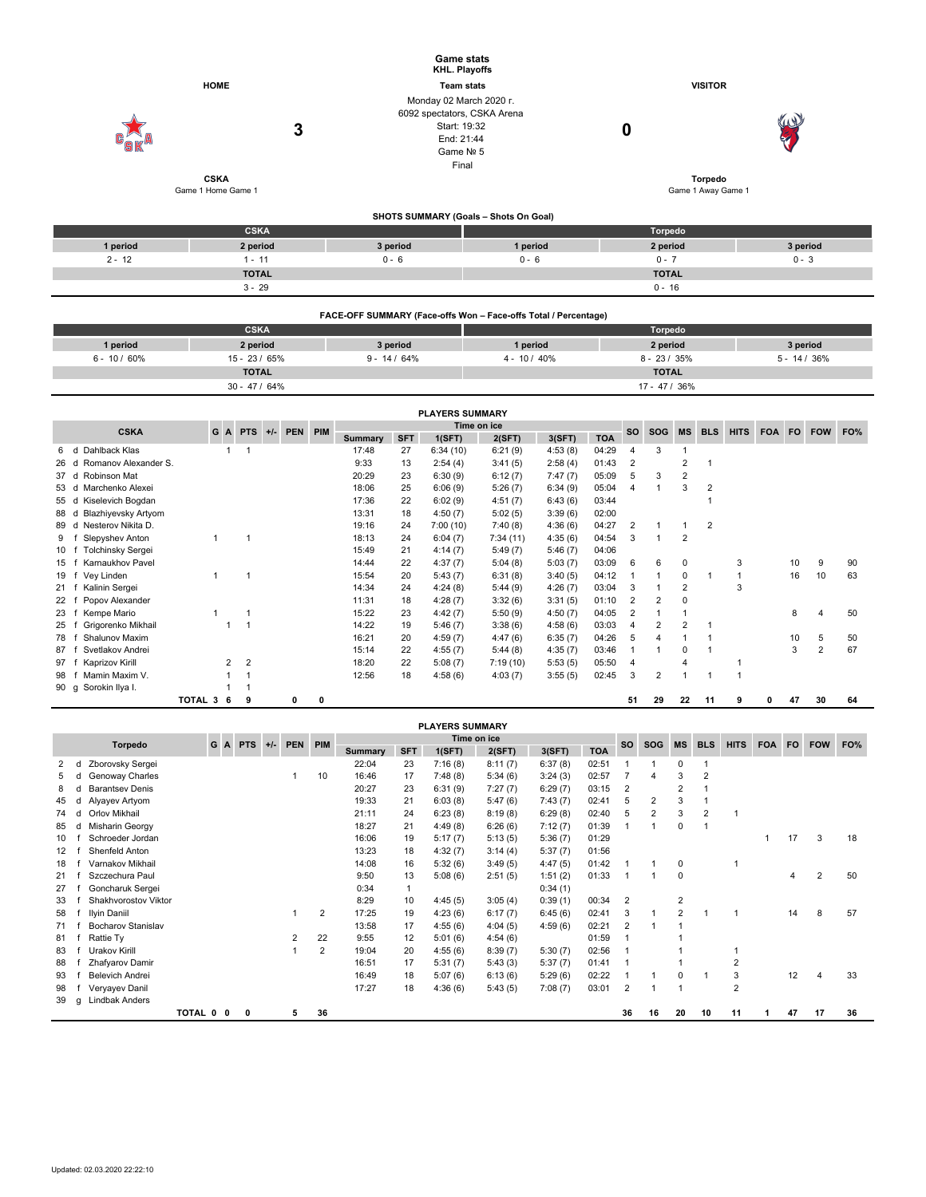# Game stats
## KHL. Playoffs

| HOME | Team stats | VISITOR |
|---|---|---|
| | Monday 02 March 2020 г. | |
| | 6092 spectators, CSKA Arena | |
| **3** | Start: 19:32 | **0** |
| | End: 21:44 | |
| | Game № 5 | |
| | Final | |
| **CSKA** | | **Torpedo** |
| Game 1 Home Game 1 | | Game 1 Away Game 1 |

### SHOTS SUMMARY (Goals – Shots On Goal)

| CSKA | | | Torpedo | | |
|---|---|---|---|---|---|
| 1 period | 2 period | 3 period | 1 period | 2 period | 3 period |
| 2 - 12 | 1 - 11 | 0 - 6 | 0 - 6 | 0 - 7 | 0 - 3 |
| TOTAL | | | TOTAL | | |
| 3 - 29 | | | 0 - 16 | | |

### FACE-OFF SUMMARY (Face-offs Won – Face-offs Total / Percentage)

| CSKA | | | Torpedo | | |
|---|---|---|---|---|---|
| 1 period | 2 period | 3 period | 1 period | 2 period | 3 period |
| 6 - 10 / 60% | 15 - 23 / 65% | 9 - 14 / 64% | 4 - 10 / 40% | 8 - 23 / 35% | 5 - 14 / 36% |
| TOTAL | | | TOTAL | | |
| 30 - 47 / 64% | | | 17 - 47 / 36% | | |

### PLAYERS SUMMARY

| | | CSKA | G | A | PTS | +/- | PEN | PIM | Time on ice | | | | | | SO | SOG | MS | BLS | HITS | FOA | FO | FOW | FO% |
|---|---|---|---|---|---|---|---|---|---|---|---|---|---|---|---|---|---|---|---|---|---|---|---|
| | | | | | | | | | Summary | SFT | 1(SFT) | 2(SFT) | 3(SFT) | TOA | | | | | | | | | |
| 6 | d | Dahlback Klas | | 1 | 1 | | | | 17:48 | 27 | 6:34 (10) | 6:21 (9) | 4:53 (8) | 04:29 | 4 | 3 | 1 | | | | | | |
| 26 | d | Romanov Alexander S. | | | | | | | 9:33 | 13 | 2:54 (4) | 3:41 (5) | 2:58 (4) | 01:43 | 2 | | 2 | 1 | | | | | |
| 37 | d | Robinson Mat | | | | | | | 20:29 | 23 | 6:30 (9) | 6:12 (7) | 7:47 (7) | 05:09 | 5 | 3 | 2 | | | | | | |
| 53 | d | Marchenko Alexei | | | | | | | 18:06 | 25 | 6:06 (9) | 5:26 (7) | 6:34 (9) | 05:04 | 4 | 1 | 3 | 2 | | | | | |
| 55 | d | Kiselevich Bogdan | | | | | | | 17:36 | 22 | 6:02 (9) | 4:51 (7) | 6:43 (6) | 03:44 | | | | 1 | | | | | |
| 88 | d | Blazhiyevsky Artyom | | | | | | | 13:31 | 18 | 4:50 (7) | 5:02 (5) | 3:39 (6) | 02:00 | | | | | | | | | |
| 89 | d | Nesterov Nikita D. | | | | | | | 19:16 | 24 | 7:00 (10) | 7:40 (8) | 4:36 (6) | 04:27 | 2 | 1 | 1 | 2 | | | | | |
| 9 | f | Slepyshev Anton | 1 | | 1 | | | | 18:13 | 24 | 6:04 (7) | 7:34 (11) | 4:35 (6) | 04:54 | 3 | 1 | 2 | | | | | | |
| 10 | f | Tolchinsky Sergei | | | | | | | 15:49 | 21 | 4:14 (7) | 5:49 (7) | 5:46 (7) | 04:06 | | | | | | | | | |
| 15 | f | Karnaukhov Pavel | | | | | | | 14:44 | 22 | 4:37 (7) | 5:04 (8) | 5:03 (7) | 03:09 | 6 | 6 | 0 | | 3 | | 10 | 9 | 90 |
| 19 | f | Vey Linden | 1 | | 1 | | | | 15:54 | 20 | 5:43 (7) | 6:31 (8) | 3:40 (5) | 04:12 | 1 | 1 | 0 | 1 | 1 | | 16 | 10 | 63 |
| 21 | f | Kalinin Sergei | | | | | | | 14:34 | 24 | 4:24 (8) | 5:44 (9) | 4:26 (7) | 03:04 | 3 | 1 | 2 | | 3 | | | | |
| 22 | f | Popov Alexander | | | | | | | 11:31 | 18 | 4:28 (7) | 3:32 (6) | 3:31 (5) | 01:10 | 2 | 2 | 0 | | | | | | |
| 23 | f | Kempe Mario | 1 | | 1 | | | | 15:22 | 23 | 4:42 (7) | 5:50 (9) | 4:50 (7) | 04:05 | 2 | 1 | 1 | | | | 8 | 4 | 50 |
| 25 | f | Grigorenko Mikhail | | 1 | 1 | | | | 14:22 | 19 | 5:46 (7) | 3:38 (6) | 4:58 (6) | 03:03 | 4 | 2 | 2 | 1 | | | | | |
| 78 | f | Shalunov Maxim | | | | | | | 16:21 | 20 | 4:59 (7) | 4:47 (6) | 6:35 (7) | 04:26 | 5 | 4 | 1 | 1 | | | 10 | 5 | 50 |
| 87 | f | Svetlakov Andrei | | | | | | | 15:14 | 22 | 4:55 (7) | 5:44 (8) | 4:35 (7) | 03:46 | 1 | 1 | 0 | 1 | | | 3 | 2 | 67 |
| 97 | f | Kaprizov Kirill | | 2 | 2 | | | | 18:20 | 22 | 5:08 (7) | 7:19 (10) | 5:53 (5) | 05:50 | 4 | | 4 | | 1 | | | | |
| 98 | f | Mamin Maxim V. | | 1 | 1 | | | | 12:56 | 18 | 4:58 (6) | 4:03 (7) | 3:55 (5) | 02:45 | 3 | 2 | 1 | 1 | 1 | | | | |
| 90 | g | Sorokin Ilya I. | | 1 | 1 | | | | | | | | | | | | | | | | | | |
| | | TOTAL | 3 | 6 | 9 | | 0 | 0 | | | | | | | 51 | 29 | 22 | 11 | 9 | 0 | 47 | 30 | 64 |

### PLAYERS SUMMARY

| | | Torpedo | G | A | PTS | +/- | PEN | PIM | Time on ice | | | | | | SO | SOG | MS | BLS | HITS | FOA | FO | FOW | FO% |
|---|---|---|---|---|---|---|---|---|---|---|---|---|---|---|---|---|---|---|---|---|---|---|---|
| | | | | | | | | | Summary | SFT | 1(SFT) | 2(SFT) | 3(SFT) | TOA | | | | | | | | | |
| 2 | d | Zborovsky Sergei | | | | | | | 22:04 | 23 | 7:16 (8) | 8:11 (7) | 6:37 (8) | 02:51 | 1 | 1 | 0 | 1 | | | | | |
| 5 | d | Genoway Charles | | | | | 1 | 10 | 16:46 | 17 | 7:48 (8) | 5:34 (6) | 3:24 (3) | 02:57 | 7 | 4 | 3 | 2 | | | | | |
| 8 | d | Barantsev Denis | | | | | | | 20:27 | 23 | 6:31 (9) | 7:27 (7) | 6:29 (7) | 03:15 | 2 | | 2 | 1 | | | | | |
| 45 | d | Alyayev Artyom | | | | | | | 19:33 | 21 | 6:03 (8) | 5:47 (6) | 7:43 (7) | 02:41 | 5 | 2 | 3 | 1 | | | | | |
| 74 | d | Orlov Mikhail | | | | | | | 21:11 | 24 | 6:23 (8) | 8:19 (8) | 6:29 (8) | 02:40 | 5 | 2 | 3 | 2 | 1 | | | | |
| 85 | d | Misharin Georgy | | | | | | | 18:27 | 21 | 4:49 (8) | 6:26 (6) | 7:12 (7) | 01:39 | 1 | 1 | 0 | 1 | | | | | |
| 10 | f | Schroeder Jordan | | | | | | | 16:06 | 19 | 5:17 (7) | 5:13 (5) | 5:36 (7) | 01:29 | | | | | | 1 | 17 | 3 | 18 |
| 12 | f | Shenfeld Anton | | | | | | | 13:23 | 18 | 4:32 (7) | 3:14 (4) | 5:37 (7) | 01:56 | | | | | | | | | |
| 18 | f | Varnakov Mikhail | | | | | | | 14:08 | 16 | 5:32 (6) | 3:49 (5) | 4:47 (5) | 01:42 | 1 | 1 | 0 | | 1 | | | | |
| 21 | f | Szczechura Paul | | | | | | | 9:50 | 13 | 5:08 (6) | 2:51 (5) | 1:51 (2) | 01:33 | 1 | 1 | 0 | | | | 4 | 2 | 50 |
| 27 | f | Goncharuk Sergei | | | | | | | 0:34 | 1 | | | 0:34 (1) | | | | | | | | | | |
| 33 | f | Shakhvorostov Viktor | | | | | | | 8:29 | 10 | 4:45 (5) | 3:05 (4) | 0:39 (1) | 00:34 | 2 | | 2 | | | | | | |
| 58 | f | Ilyin Daniil | | | | | 1 | 2 | 17:25 | 19 | 4:23 (6) | 6:17 (7) | 6:45 (6) | 02:41 | 3 | 1 | 2 | 1 | 1 | | 14 | 8 | 57 |
| 71 | f | Bocharov Stanislav | | | | | | | 13:58 | 17 | 4:55 (6) | 4:04 (5) | 4:59 (6) | 02:21 | 2 | 1 | 1 | | | | | | |
| 81 | f | Rattie Ty | | | | | 2 | 22 | 9:55 | 12 | 5:01 (6) | 4:54 (6) | | 01:59 | 1 | | 1 | | | | | | |
| 83 | f | Urakov Kirill | | | | | 1 | 2 | 19:04 | 20 | 4:55 (6) | 8:39 (7) | 5:30 (7) | 02:56 | 1 | | 1 | | 1 | | | | |
| 88 | f | Zhafyarov Damir | | | | | | | 16:51 | 17 | 5:31 (7) | 5:43 (3) | 5:37 (7) | 01:41 | 1 | | 1 | | 2 | | | | |
| 93 | f | Belevich Andrei | | | | | | | 16:49 | 18 | 5:07 (6) | 6:13 (6) | 5:29 (6) | 02:22 | 1 | 1 | 0 | 1 | 3 | | 12 | 4 | 33 |
| 98 | f | Veryayev Danil | | | | | | | 17:27 | 18 | 4:36 (6) | 5:43 (5) | 7:08 (7) | 03:01 | 2 | 1 | 1 | | 2 | | | | |
| 39 | g | Lindbak Anders | | | | | | | | | | | | | | | | | | | | | |
| | | TOTAL | 0 | 0 | 0 | | 5 | 36 | | | | | | | 36 | 16 | 20 | 10 | 11 | 1 | 47 | 17 | 36 |

Updated: 02.03.2020 22:22:10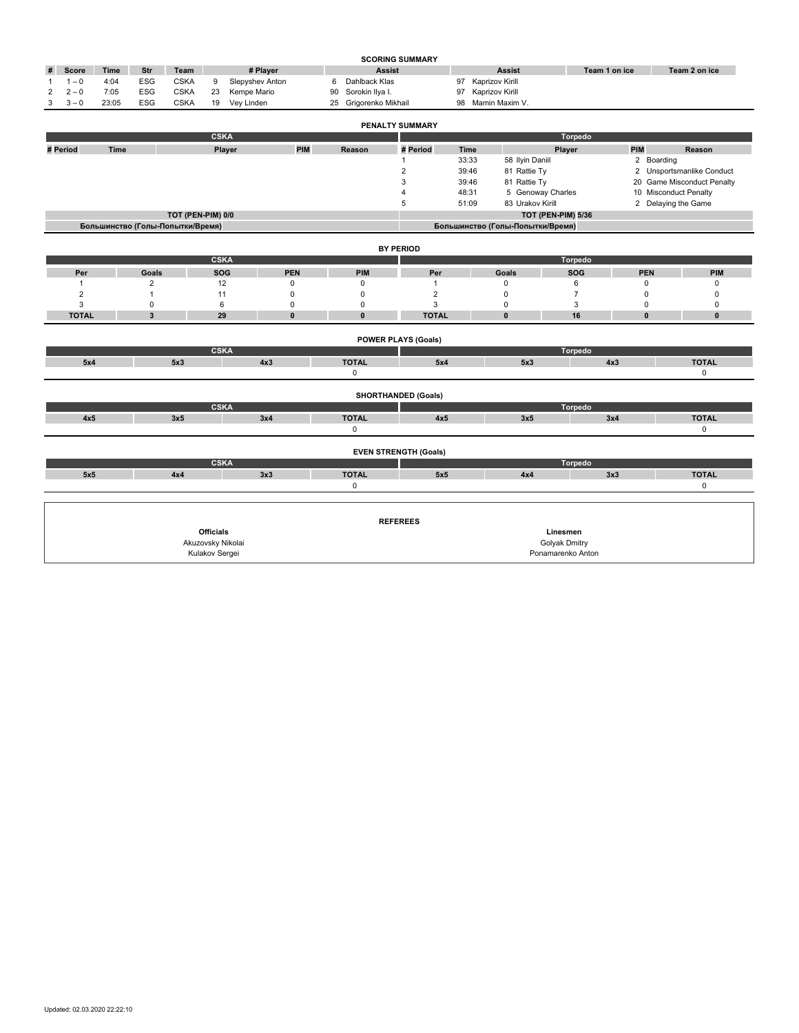## SCORING SUMMARY

| # | Score | Time | Str | Team | # Player | Assist | Assist | Team 1 on ice | Team 2 on ice |
|---|---|---|---|---|---|---|---|---|---|
| 1 | 1 – 0 | 4:04 | ESG | CSKA | 9 Slepyshev Anton | 6 Dahlback Klas | 97 Kaprizov Kirill | | |
| 2 | 2 – 0 | 7:05 | ESG | CSKA | 23 Kempe Mario | 90 Sorokin Ilya I. | 97 Kaprizov Kirill | | |
| 3 | 3 – 0 | 23:05 | ESG | CSKA | 19 Vey Linden | 25 Grigorenko Mikhail | 98 Mamin Maxim V. | | |

## PENALTY SUMMARY

| CSKA | | | | | Torpedo | | | | |
|---|---|---|---|---|---|---|---|---|---|
| # Period | Time | Player | PIM | Reason | # Period | Time | Player | PIM | Reason |
| | | | | | 1 | 33:33 | 58 Ilyin Daniil | 2 | Boarding |
| | | | | | 2 | 39:46 | 81 Rattie Ty | 2 | Unsportsmanlike Conduct |
| | | | | | 3 | 39:46 | 81 Rattie Ty | 20 | Game Misconduct Penalty |
| | | | | | 4 | 48:31 | 5 Genoway Charles | 10 | Misconduct Penalty |
| | | | | | 5 | 51:09 | 83 Urakov Kirill | 2 | Delaying the Game |
| TOT (PEN-PIM) 0/0 | | | | | TOT (PEN-PIM) 5/36 | | | | |
| Большинство (Голы-Попытки/Время) | | | | | Большинство (Голы-Попытки/Время) | | | | |

## BY PERIOD

| CSKA | | | | | Torpedo | | | | |
|---|---|---|---|---|---|---|---|---|---|
| Per | Goals | SOG | PEN | PIM | Per | Goals | SOG | PEN | PIM |
| 1 | 2 | 12 | 0 | 0 | 1 | 0 | 6 | 0 | 0 |
| 2 | 1 | 11 | 0 | 0 | 2 | 0 | 7 | 0 | 0 |
| 3 | 0 | 6 | 0 | 0 | 3 | 0 | 3 | 0 | 0 |
| **TOTAL** | **3** | **29** | **0** | **0** | **TOTAL** | **0** | **16** | **0** | **0** |

## POWER PLAYS (Goals)

| CSKA | | | | Torpedo | | | |
|---|---|---|---|---|---|---|---|
| 5x4 | 5x3 | 4x3 | TOTAL | 5x4 | 5x3 | 4x3 | TOTAL |
| | | | 0 | | | | 0 |

## SHORTHANDED (Goals)

| CSKA | | | | Torpedo | | | |
|---|---|---|---|---|---|---|---|
| 4x5 | 3x5 | 3x4 | TOTAL | 4x5 | 3x5 | 3x4 | TOTAL |
| | | | 0 | | | | 0 |

## EVEN STRENGTH (Goals)

| CSKA | | | | Torpedo | | | |
|---|---|---|---|---|---|---|---|
| 5x5 | 4x4 | 3x3 | TOTAL | 5x5 | 4x4 | 3x3 | TOTAL |
| | | | 0 | | | | 0 |

## REFEREES

| Officials | Linesmen |
|---|---|
| Akuzovsky Nikolai | Golyak Dmitry |
| Kulakov Sergei | Ponamarenko Anton |

Updated: 02.03.2020 22:22:10